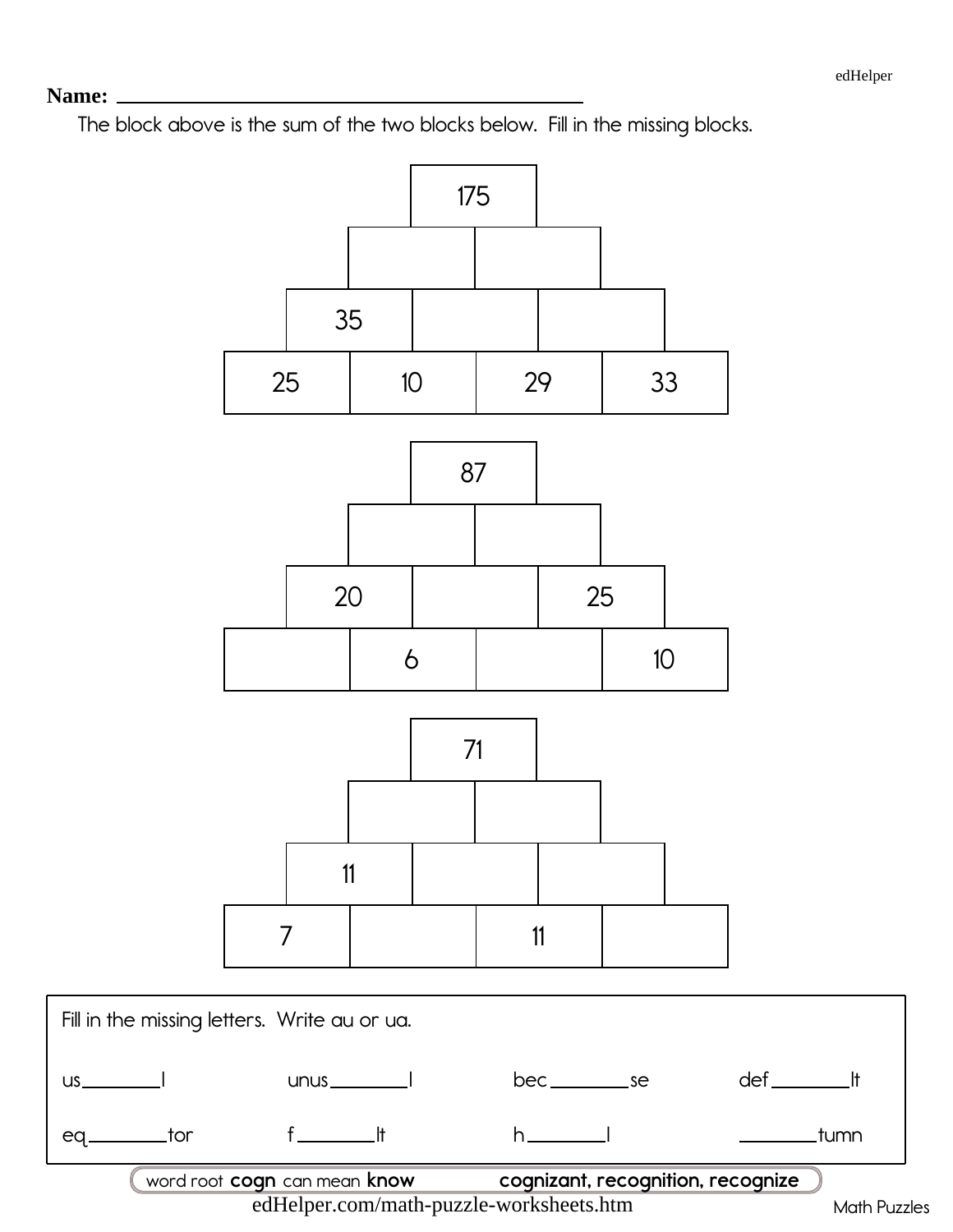Name: ______________________________________________

The block above is the sum of the two blocks below. Fill in the missing blocks.

| | | | |
|---|---|---|---|
| | 175 | | |
| | | | |
| 35 | | | |
| 25 | 10 | 29 | 33 |

| | | | |
|---|---|---|---|
| | 87 | | |
| | | | |
| 20 | | 25 | |
| | 6 | | 10 |

| | | | |
|---|---|---|---|
| | 71 | | |
| | | | |
| 11 | | | |
| 7 | | 11 | |

Fill in the missing letters. Write au or ua.

| | | | |
|---|---|---|---|
| us_______l | unus_______l | bec_______se | def_______lt |
| eq_______tor | f_______lt | h_______l | _______tumn |

word root **cogn** can mean **know** **cognizant, recognition, recognize**

edHelper.com/math-puzzle-worksheets.htm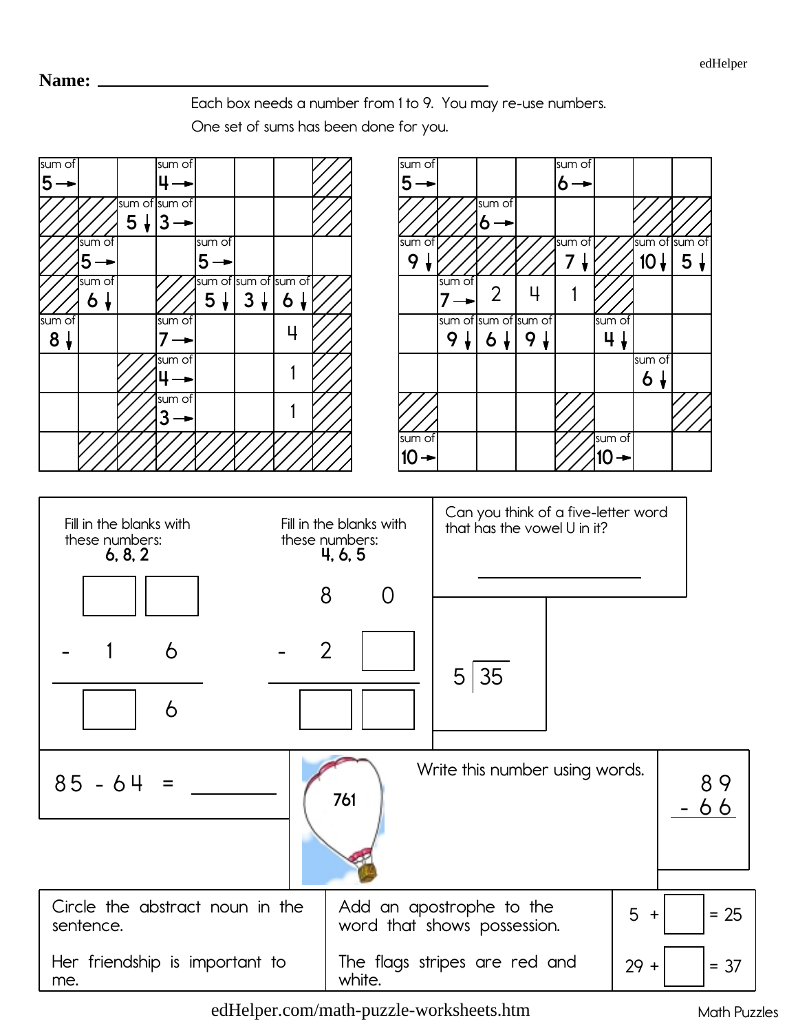Name: ___________________________

Each box needs a number from 1 to 9. You may re-use numbers.

One set of sums has been done for you.

| | | | | | | | |
|---|---|---|---|---|---|---|---|
| sum of 5 → | | | sum of 4 → | | | | ▨ |
| ▨ | ▨ | sum of 5 ↓ | sum of 3 → | | | | ▨ |
| ▨ | sum of 5 → | | | sum of 5 → | | | |
| ▨ | sum of 6 ↓ | | ▨ | sum of 5 ↓ | sum of 3 ↓ | sum of 6 ↓ | ▨ |
| sum of 8 ↓ | | | sum of 7 → | | | 4 | ▨ |
| | | ▨ | sum of 4 → | | | 1 | ▨ |
| | | ▨ | sum of 3 → | | | 1 | ▨ |
| | ▨ | ▨ | ▨ | ▨ | ▨ | ▨ | ▨ |

| | | | | | | | |
|---|---|---|---|---|---|---|---|
| sum of 5 → | | | sum of 6 → | | | | |
| ▨ | ▨ | sum of 6 → | | | | ▨ | ▨ |
| sum of 9 ↓ | ▨ | ▨ | ▨ | sum of 7 ↓ | ▨ | sum of 10 ↓ | sum of 5 ↓ |
| | sum of 7 → | 2 | 4 | 1 | ▨ | | |
| | sum of 9 ↓ | sum of 6 ↓ | sum of 9 ↓ | | sum of 4 ↓ | | |
| | | | | | | sum of 6 ↓ | |
| ▨ | | | | ▨ | | | ▨ |
| sum of 10 → | | | | ▨ | sum of 10 → | | |

Fill in the blanks with these numbers: **6, 8, 2**

```
   [ ] [ ]
 -  1   6
 ---------
   [ ]  6
```

Fill in the blanks with these numbers: **4, 6, 5**

```
    8   0
 -  2  [ ]
 ---------
   [ ] [ ]
```

Can you think of a five-letter word that has the vowel U in it?

___________________

$5 \overline{)35}$

85 - 64 = ________

761

Write this number using words.

```
  8 9
- 6 6
```

Circle the abstract noun in the sentence.

Her friendship is important to me.

Add an apostrophe to the word that shows possession.

The flags stripes are red and white.

5 + [ ] = 25

29 + [ ] = 37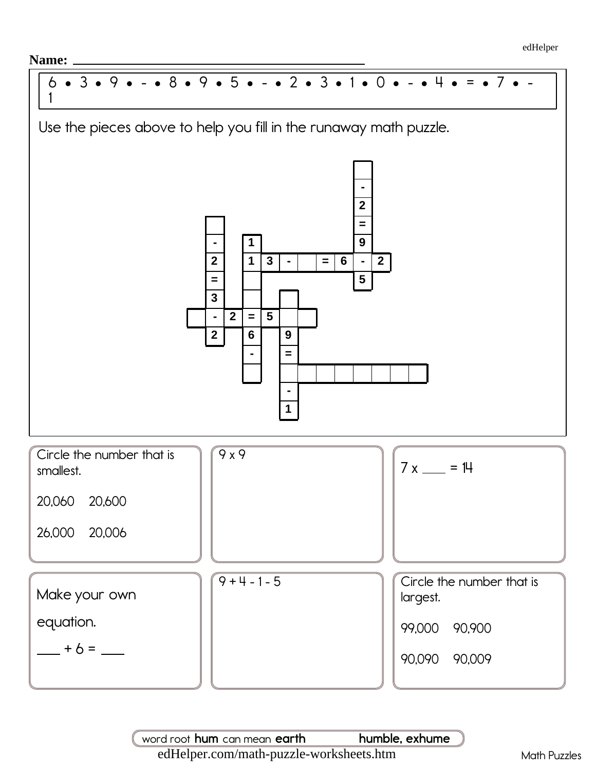Name: ___________________________________

6 • 3 • 9 • - • 8 • 9 • 5 • - • 2 • 3 • 1 • 0 • - • 4 • = • 7 • - 1

Use the pieces above to help you fill in the runaway math puzzle.

| | | | | | | | | | | | | |
|---|---|---|---|---|---|---|---|---|---|---|---|---|
| | | | | | | | | | [ ] | | | |
| | | | | | | | | | - | | | |
| | | | | | | | | | 2 | | | |
| | [ ] | | | | | | | | = | | | |
| | - | | 1 | | | | | | 9 | | | |
| | 2 | | 1 | 3 | - | [ ] | = | 6 | - | 2 | | |
| | = | | [ ] | | | | | | 5 | | | |
| | 3 | | [ ] | | [ ] | | | | | | | |
| [ ] | - | 2 | = | 5 | [ ] | [ ] | | | | | | |
| | 2 | | 6 | | 9 | | | | | | | |
| | | | - | | = | | | | | | | |
| | | | [ ] | | [ ] | [ ] | [ ] | [ ] | [ ] | [ ] | [ ] | [ ] |
| | | | | | - | | | | | | | |
| | | | | | 1 | | | | | | | |

Circle the number that is smallest.

20,060 20,600

26,000 20,006

9 x 9

7 x ____ = 14

Make your own equation.

____ + 6 = ____

9 + 4 - 1 - 5

Circle the number that is largest.

99,000 90,900

90,090 90,009

word root **hum** can mean **earth** **humble, exhume**

edHelper.com/math-puzzle-worksheets.htm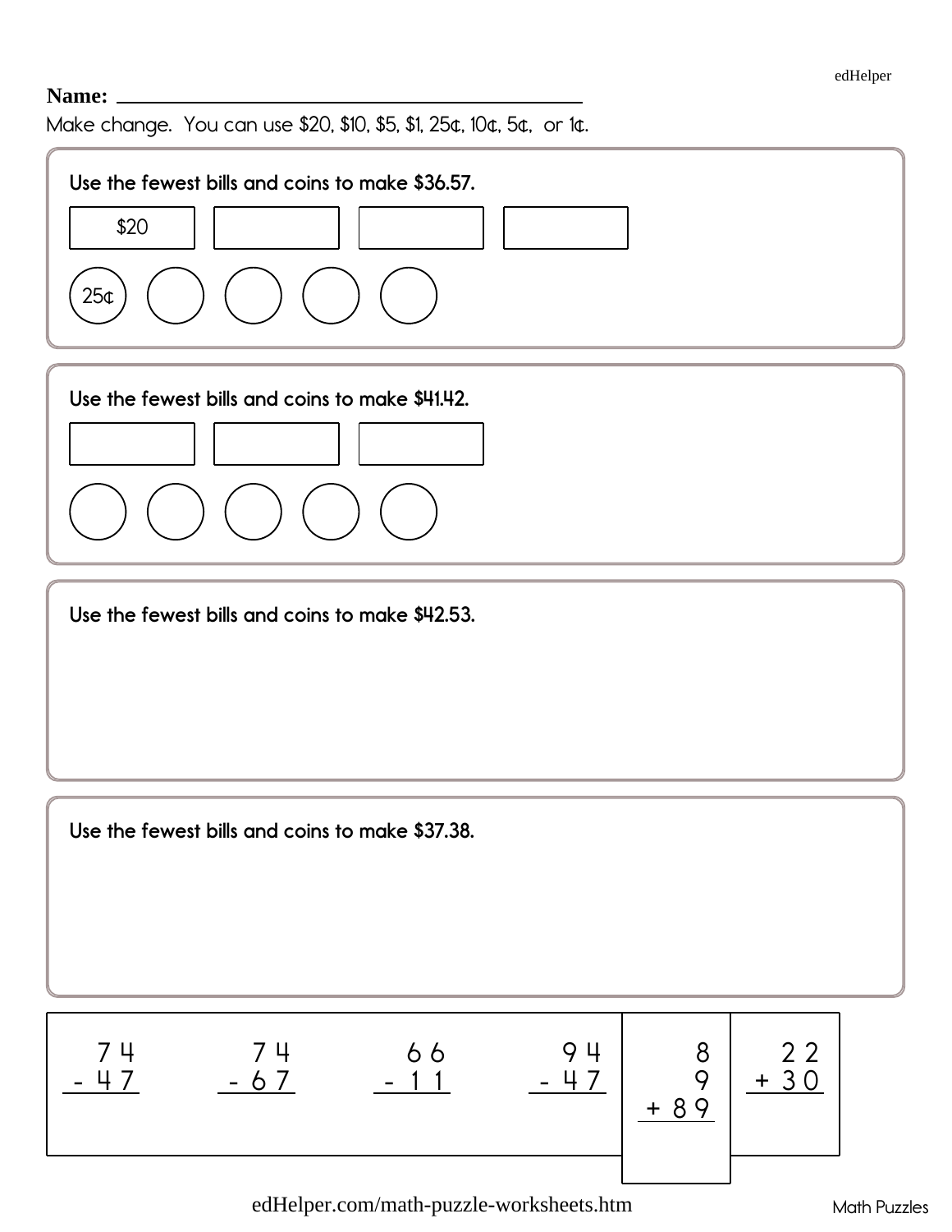**Name:** ____________________________________

Make change. You can use \$20, \$10, \$5, \$1, 25¢, 10¢, 5¢, or 1¢.

**Use the fewest bills and coins to make \$36.57.**

| \$20 | | | |
|---|---|---|---|

(25¢) ( ) ( ) ( ) ( )

**Use the fewest bills and coins to make \$41.42.**

| | | |
|---|---|---|

( ) ( ) ( ) ( ) ( )

**Use the fewest bills and coins to make \$42.53.**

**Use the fewest bills and coins to make \$37.38.**

```
  74      74      66      94      8      22
- 47    - 67    - 11    - 47      9    + 30
                               + 89
```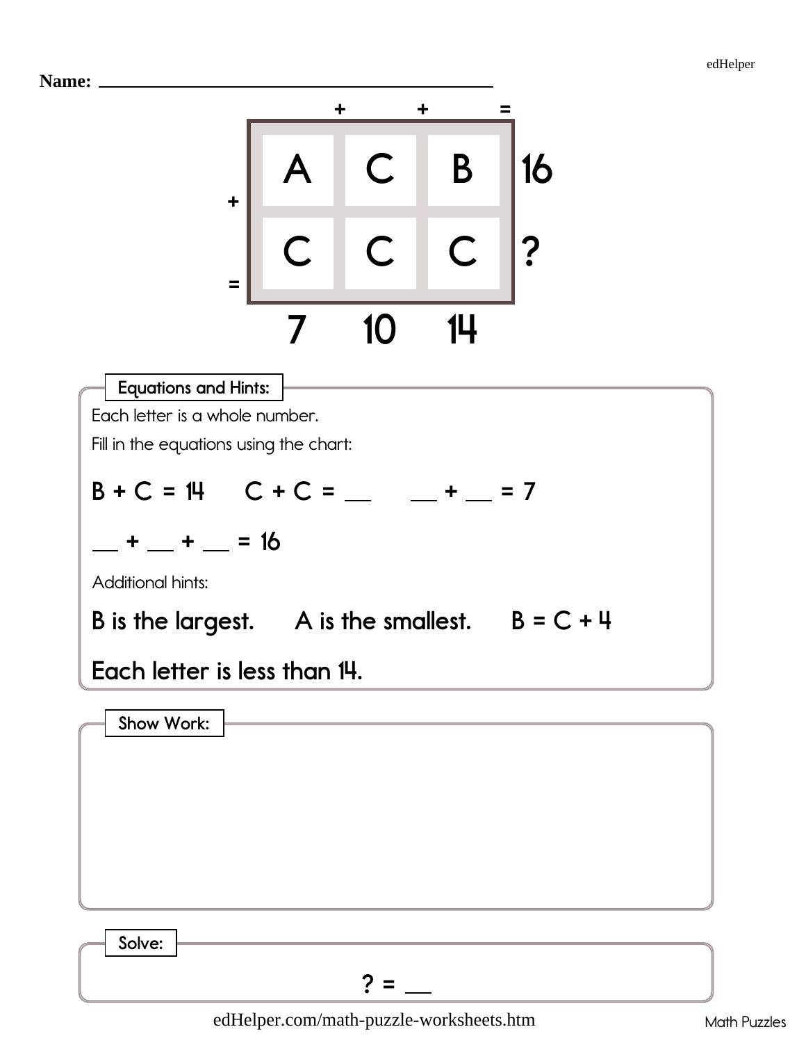Name: ____________________

|   | + | + | = |
|---|---|---|---|
| + | A | C | B | 16 |
|   | C | C | C | ? |
| = | 7 | 10 | 14 | |

## Equations and Hints:

Each letter is a whole number.

Fill in the equations using the chart:

B + C = 14  C + C = __  __ + __ = 7

__ + __ + __ = 16

Additional hints:

**B is the largest.  A is the smallest.  B = C + 4**

**Each letter is less than 14.**

## Show Work:

## Solve:

? = __

edHelper.com/math-puzzle-worksheets.htm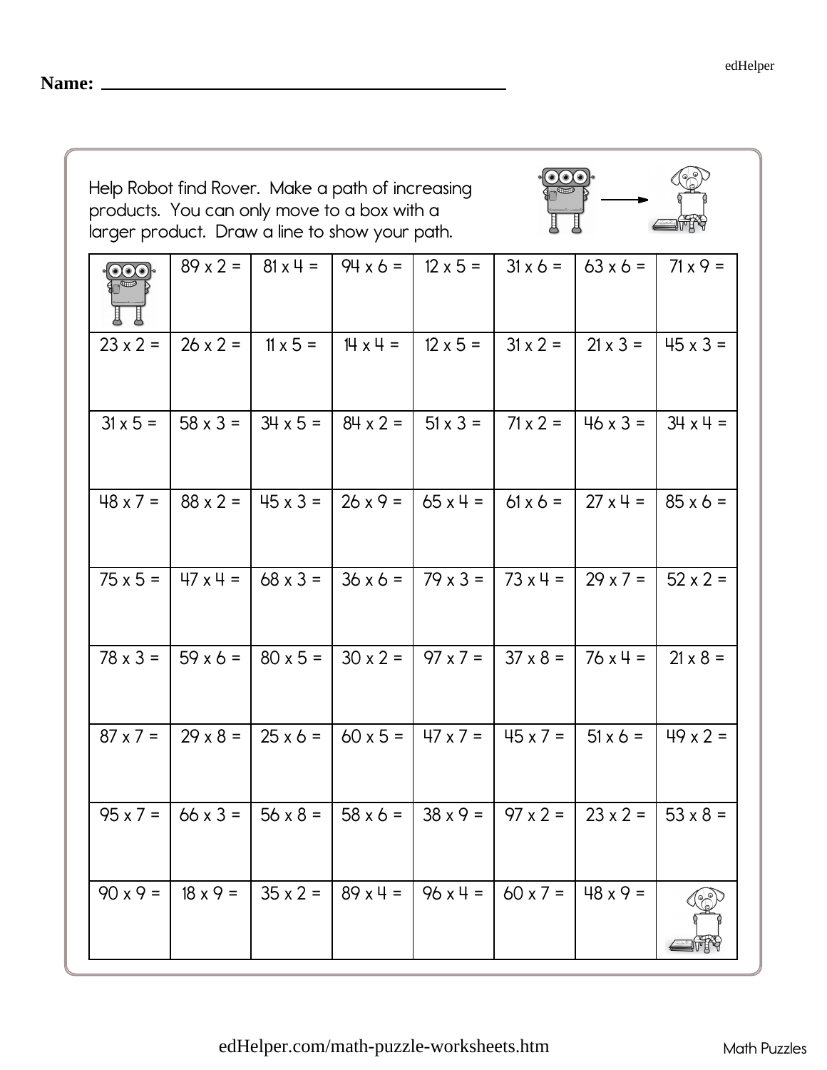Name: ______________________________

Help Robot find Rover. Make a path of increasing products. You can only move to a box with a larger product. Draw a line to show your path.

| | | | | | | | |
|---|---|---|---|---|---|---|---|
| | 89 x 2 = | 81 x 4 = | 94 x 6 = | 12 x 5 = | 31 x 6 = | 63 x 6 = | 71 x 9 = |
| 23 x 2 = | 26 x 2 = | 11 x 5 = | 14 x 4 = | 12 x 5 = | 31 x 2 = | 21 x 3 = | 45 x 3 = |
| 31 x 5 = | 58 x 3 = | 34 x 5 = | 84 x 2 = | 51 x 3 = | 71 x 2 = | 46 x 3 = | 34 x 4 = |
| 48 x 7 = | 88 x 2 = | 45 x 3 = | 26 x 9 = | 65 x 4 = | 61 x 6 = | 27 x 4 = | 85 x 6 = |
| 75 x 5 = | 47 x 4 = | 68 x 3 = | 36 x 6 = | 79 x 3 = | 73 x 4 = | 29 x 7 = | 52 x 2 = |
| 78 x 3 = | 59 x 6 = | 80 x 5 = | 30 x 2 = | 97 x 7 = | 37 x 8 = | 76 x 4 = | 21 x 8 = |
| 87 x 7 = | 29 x 8 = | 25 x 6 = | 60 x 5 = | 47 x 7 = | 45 x 7 = | 51 x 6 = | 49 x 2 = |
| 95 x 7 = | 66 x 3 = | 56 x 8 = | 58 x 6 = | 38 x 9 = | 97 x 2 = | 23 x 2 = | 53 x 8 = |
| 90 x 9 = | 18 x 9 = | 35 x 2 = | 89 x 4 = | 96 x 4 = | 60 x 7 = | 48 x 9 = | |

edHelper.com/math-puzzle-worksheets.htm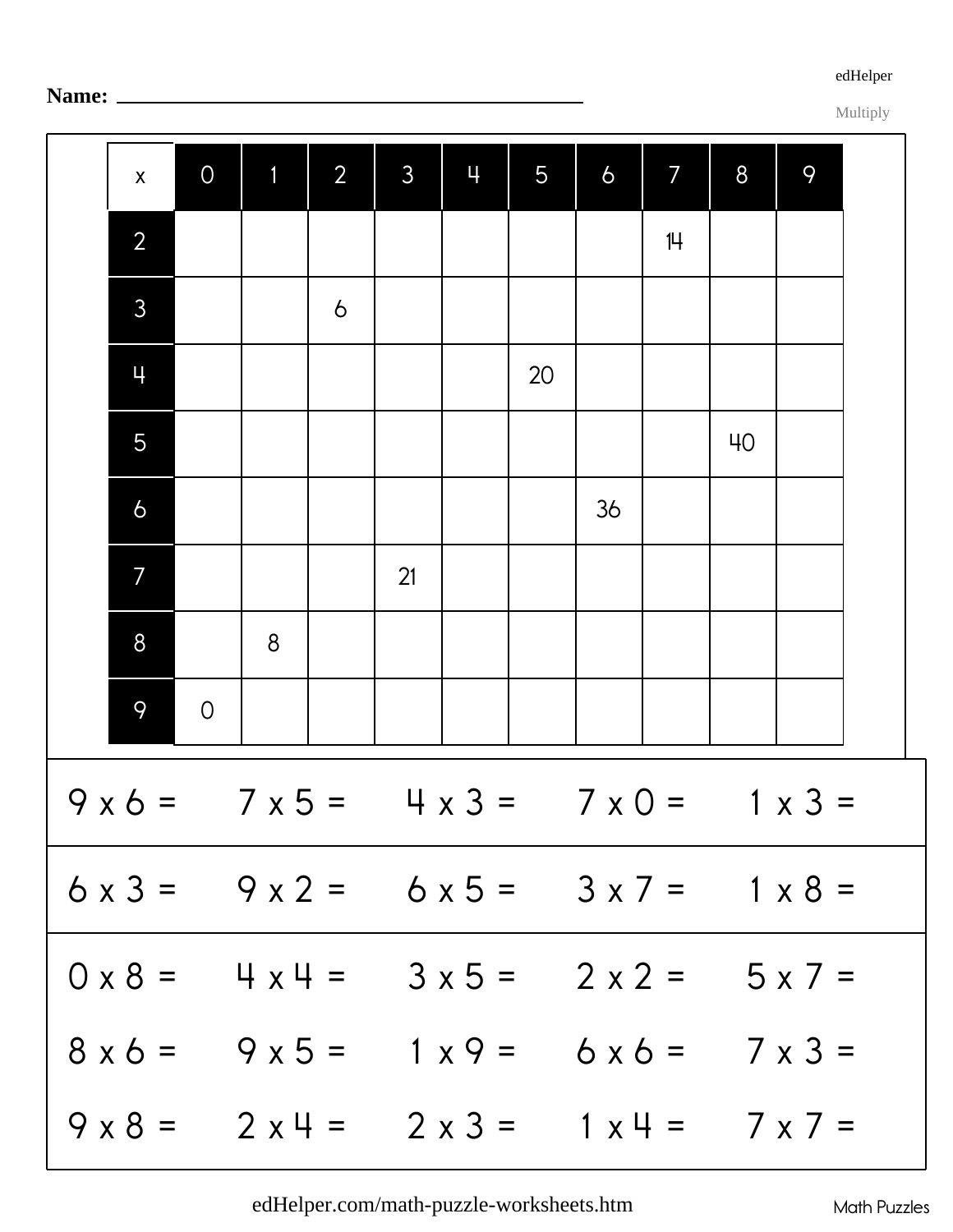Name: ______________________________

edHelper

Multiply

| x | 0 | 1 | 2 | 3 | 4 | 5 | 6 | 7 | 8 | 9 |
|---|---|---|---|---|---|---|---|---|---|---|
| 2 | | | | | | | | 14 | | |
| 3 | | | 6 | | | | | | | |
| 4 | | | | | | 20 | | | | |
| 5 | | | | | | | | | 40 | |
| 6 | | | | | | | 36 | | | |
| 7 | | | | 21 | | | | | | |
| 8 | | 8 | | | | | | | | |
| 9 | 0 | | | | | | | | | |

9 x 6 = 7 x 5 = 4 x 3 = 7 x 0 = 1 x 3 =

6 x 3 = 9 x 2 = 6 x 5 = 3 x 7 = 1 x 8 =

0 x 8 = 4 x 4 = 3 x 5 = 2 x 2 = 5 x 7 =

8 x 6 = 9 x 5 = 1 x 9 = 6 x 6 = 7 x 3 =

9 x 8 = 2 x 4 = 2 x 3 = 1 x 4 = 7 x 7 =

edHelper.com/math-puzzle-worksheets.htm

Math Puzzles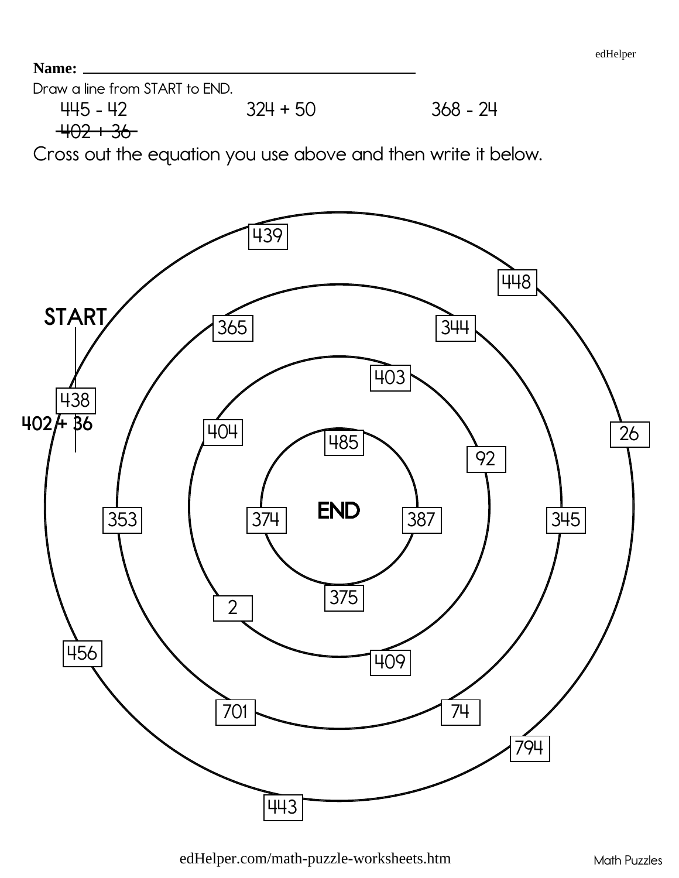Name: ___________________________________

Draw a line from START to END.

445 - 42 &nbsp;&nbsp;&nbsp;&nbsp;&nbsp;&nbsp;&nbsp;&nbsp; 324 + 50 &nbsp;&nbsp;&nbsp;&nbsp;&nbsp;&nbsp;&nbsp;&nbsp; 368 - 24

~~402 + 36~~

Cross out the equation you use above and then write it below.

START

438

402 + 36

439

448

365

344

403

404

485

26

92

353

374

END

387

345

375

2

456

409

701

74

794

443

edHelper.com/math-puzzle-worksheets.htm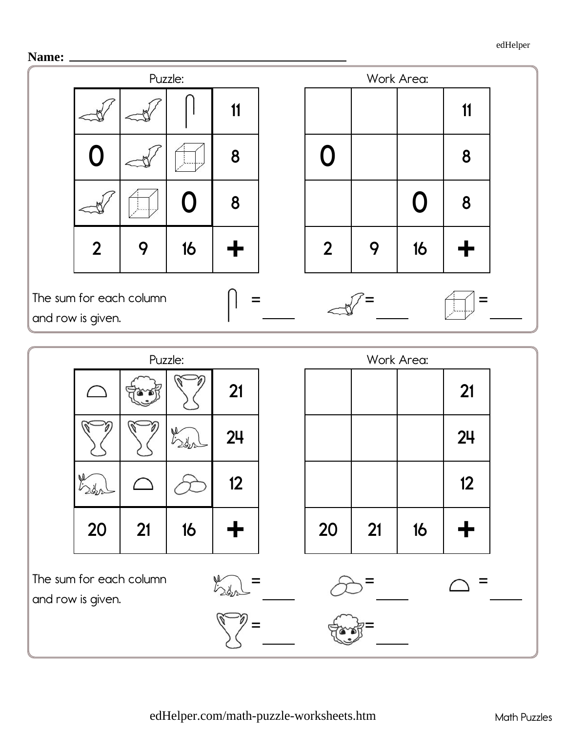Name: ______________________________

Puzzle:

| | | | |
|---|---|---|---|
| bat | bat | paper clip | 11 |
| 0 | bat | cube | 8 |
| bat | cube | 0 | 8 |
| 2 | 9 | 16 | + |

Work Area:

| | | | |
|---|---|---|---|
| | | | 11 |
| 0 | | | 8 |
| | | 0 | 8 |
| 2 | 9 | 16 | + |

The sum for each column and row is given.

paper clip = ____ bat = ____ cube = ____

Puzzle:

| | | | |
|---|---|---|---|
| half circle | sheep | trophy | 21 |
| trophy | trophy | aardvark | 24 |
| aardvark | half circle | eggs | 12 |
| 20 | 21 | 16 | + |

Work Area:

| | | | |
|---|---|---|---|
| | | | 21 |
| | | | 24 |
| | | | 12 |
| 20 | 21 | 16 | + |

The sum for each column and row is given.

aardvark = ____ eggs = ____ half circle = ____

trophy = ____ sheep = ____

edHelper.com/math-puzzle-worksheets.htm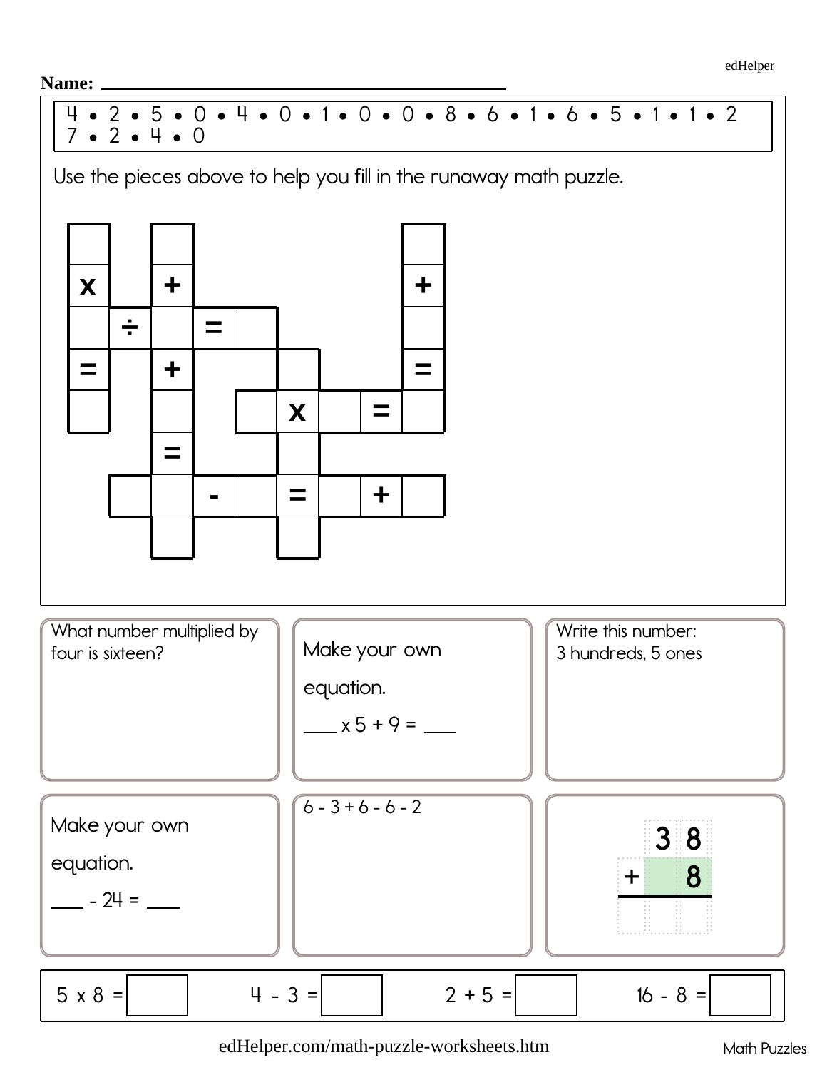Name: ___________________________

4 • 2 • 5 • 0 • 4 • 0 • 1 • 0 • 0 • 8 • 6 • 1 • 6 • 5 • 1 • 1 • 2
7 • 2 • 4 • 0

Use the pieces above to help you fill in the runaway math puzzle.

| | | | | | | | | |
|---|---|---|---|---|---|---|---|---|
| ☐ | | ☐ | | | | | | ☐ |
| x | | + | | | | | | + |
| ☐ | ÷ | ☐ | = | ☐ | | | | ☐ |
| = | | + | | | ☐ | | | = |
| ☐ | | ☐ | | ☐ | x | ☐ | = | ☐ |
| | | = | | | ☐ | | | |
| | ☐ | ☐ | - | ☐ | = | ☐ | + | ☐ |
| | | ☐ | | | ☐ | | | |

What number multiplied by four is sixteen?

Make your own equation.

___ x 5 + 9 = ___

Write this number:
3 hundreds, 5 ones

Make your own equation.

___ - 24 = ___

6 - 3 + 6 - 6 - 2

```
   3 8
+    8
------
```

5 x 8 = ☐ 4 - 3 = ☐ 2 + 5 = ☐ 16 - 8 = ☐